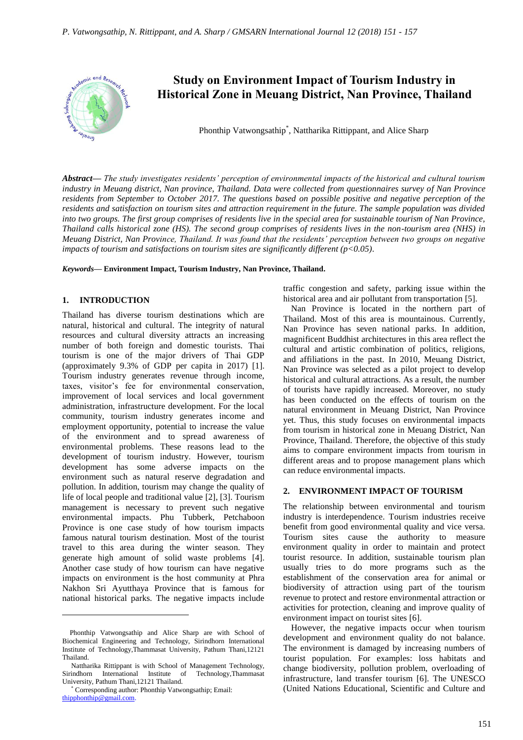# Study on Environment Impact of Tourism Industry in Historical Zone in Meuang District, Nan Province, Thailand

Phonthip Vatwongsathip*, Nattharika Rittippant, and Alice Sharp

***Abstract*— *The study investigates residents' perception of environmental impacts of the historical and cultural tourism industry in Meuang district, Nan province, Thailand. Data were collected from questionnaires survey of Nan Province residents from September to October 2017. The questions based on possible positive and negative perception of the residents and satisfaction on tourism sites and attraction requirement in the future. The sample population was divided into two groups. The first group comprises of residents live in the special area for sustainable tourism of Nan Province, Thailand calls historical zone (HS). The second group comprises of residents lives in the non-tourism area (NHS) in Meuang District, Nan Province, Thailand. It was found that the residents' perception between two groups on negative impacts of tourism and satisfactions on tourism sites are significantly different ($p<0.05$).***

***Keywords*— Environment Impact, Tourism Industry, Nan Province, Thailand.**

## 1. INTRODUCTION

Thailand has diverse tourism destinations which are natural, historical and cultural. The integrity of natural resources and cultural diversity attracts an increasing number of both foreign and domestic tourists. Thai tourism is one of the major drivers of Thai GDP (approximately 9.3% of GDP per capita in 2017) [1]. Tourism industry generates revenue through income, taxes, visitor's fee for environmental conservation, improvement of local services and local government administration, infrastructure development. For the local community, tourism industry generates income and employment opportunity, potential to increase the value of the environment and to spread awareness of environmental problems. These reasons lead to the development of tourism industry. However, tourism development has some adverse impacts on the environment such as natural reserve degradation and pollution. In addition, tourism may change the quality of life of local people and traditional value [2], [3]. Tourism management is necessary to prevent such negative environmental impacts. Phu Tubberk, Petchaboon Province is one case study of how tourism impacts famous natural tourism destination. Most of the tourist travel to this area during the winter season. They generate high amount of solid waste problems [4]. Another case study of how tourism can have negative impacts on environment is the host community at Phra Nakhon Sri Ayutthaya Province that is famous for national historical parks. The negative impacts include traffic congestion and safety, parking issue within the historical area and air pollutant from transportation [5].

Nan Province is located in the northern part of Thailand. Most of this area is mountainous. Currently, Nan Province has seven national parks. In addition, magnificent Buddhist architectures in this area reflect the cultural and artistic combination of politics, religions, and affiliations in the past. In 2010, Meuang District, Nan Province was selected as a pilot project to develop historical and cultural attractions. As a result, the number of tourists have rapidly increased. Moreover, no study has been conducted on the effects of tourism on the natural environment in Meuang District, Nan Province yet. Thus, this study focuses on environmental impacts from tourism in historical zone in Meuang District, Nan Province, Thailand. Therefore, the objective of this study aims to compare environment impacts from tourism in different areas and to propose management plans which can reduce environmental impacts.

## 2. ENVIRONMENT IMPACT OF TOURISM

The relationship between environmental and tourism industry is interdependence. Tourism industries receive benefit from good environmental quality and vice versa. Tourism sites cause the authority to measure environment quality in order to maintain and protect tourist resource. In addition, sustainable tourism plan usually tries to do more programs such as the establishment of the conservation area for animal or biodiversity of attraction using part of the tourism revenue to protect and restore environmental attraction or activities for protection, cleaning and improve quality of environment impact on tourist sites [6].

However, the negative impacts occur when tourism development and environment quality do not balance. The environment is damaged by increasing numbers of tourist population. For examples: loss habitats and change biodiversity, pollution problem, overloading of infrastructure, land transfer tourism [6]. The UNESCO (United Nations Educational, Scientific and Culture and

---

Phonthip Vatwongsathip and Alice Sharp are with School of Biochemical Engineering and Technology, Sirindhorn International Institute of Technology,Thammasat University, Pathum Thani,12121 Thailand.

Nattharika Rittippant is with School of Management Technology, Sirindhorn International Institute of Technology,Thammasat University, Pathum Thani,12121 Thailand.

* Corresponding author: Phonthip Vatwongsathip; Email: thipphonthip@gmail.com.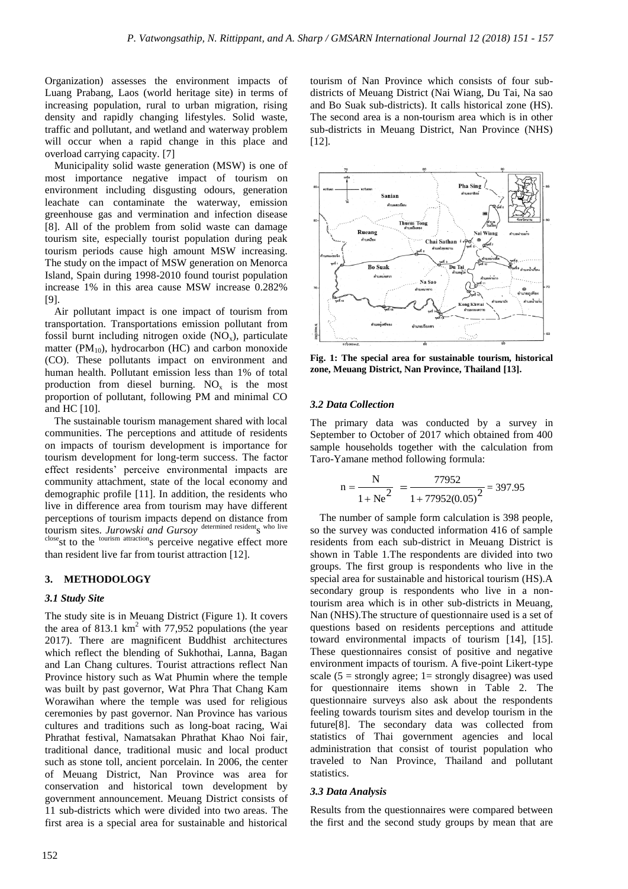Organization) assesses the environment impacts of Luang Prabang, Laos (world heritage site) in terms of increasing population, rural to urban migration, rising density and rapidly changing lifestyles. Solid waste, traffic and pollutant, and wetland and waterway problem will occur when a rapid change in this place and overload carrying capacity. [7]

Municipality solid waste generation (MSW) is one of most importance negative impact of tourism on environment including disgusting odours, generation leachate can contaminate the waterway, emission greenhouse gas and vermination and infection disease [8]. All of the problem from solid waste can damage tourism site, especially tourist population during peak tourism periods cause high amount MSW increasing. The study on the impact of MSW generation on Menorca Island, Spain during 1998-2010 found tourist population increase 1% in this area cause MSW increase 0.282% [9].

Air pollutant impact is one impact of tourism from transportation. Transportations emission pollutant from fossil burnt including nitrogen oxide ($NO_x$), particulate matter ($PM_{10}$), hydrocarbon (HC) and carbon monoxide (CO). These pollutants impact on environment and human health. Pollutant emission less than 1% of total production from diesel burning. $NO_x$ is the most proportion of pollutant, following PM and minimal CO and HC [10].

The sustainable tourism management shared with local communities. The perceptions and attitude of residents on impacts of tourism development is importance for tourism development for long-term success. The factor effect residents' perceive environmental impacts are community attachment, state of the local economy and demographic profile [11]. In addition, the residents who live in difference area from tourism may have different perceptions of tourism impacts depend on distance from tourism sites. *Jurowski and Gursoy* determined residents who live closest to the tourism attractions perceive negative effect more than resident live far from tourist attraction [12].

## 3. METHODOLOGY

### 3.1 Study Site

The study site is in Meuang District (Figure 1). It covers the area of 813.1 km$^2$ with 77,952 populations (the year 2017). There are magnificent Buddhist architectures which reflect the blending of Sukhothai, Lanna, Bagan and Lan Chang cultures. Tourist attractions reflect Nan Province history such as Wat Phumin where the temple was built by past governor, Wat Phra That Chang Kam Worawihan where the temple was used for religious ceremonies by past governor. Nan Province has various cultures and traditions such as long-boat racing, Wai Phrathat festival, Namatsakan Phrathat Khao Noi fair, traditional dance, traditional music and local product such as stone toll, ancient porcelain. In 2006, the center of Meuang District, Nan Province was area for conservation and historical town development by government announcement. Meuang District consists of 11 sub-districts which were divided into two areas. The first area is a special area for sustainable and historical tourism of Nan Province which consists of four sub-districts of Meuang District (Nai Wiang, Du Tai, Na sao and Bo Suak sub-districts). It calls historical zone (HS). The second area is a non-tourism area which is in other sub-districts in Meuang District, Nan Province (NHS) [12].

**Fig. 1: The special area for sustainable tourism, historical zone, Meuang District, Nan Province, Thailand [13].**

### 3.2 Data Collection

The primary data was conducted by a survey in September to October of 2017 which obtained from 400 sample households together with the calculation from Taro-Yamane method following formula:

$$n = \frac{N}{1 + Ne^2} = \frac{77952}{1 + 77952(0.05)^2} = 397.95$$

The number of sample form calculation is 398 people, so the survey was conducted information 416 of sample residents from each sub-district in Meuang District is shown in Table 1.The respondents are divided into two groups. The first group is respondents who live in the special area for sustainable and historical tourism (HS).A secondary group is respondents who live in a non-tourism area which is in other sub-districts in Meuang, Nan (NHS).The structure of questionnaire used is a set of questions based on residents perceptions and attitude toward environmental impacts of tourism [14], [15]. These questionnaires consist of positive and negative environment impacts of tourism. A five-point Likert-type scale (5 = strongly agree; 1= strongly disagree) was used for questionnaire items shown in Table 2. The questionnaire surveys also ask about the respondents feeling towards tourism sites and develop tourism in the future[8]. The secondary data was collected from statistics of Thai government agencies and local administration that consist of tourist population who traveled to Nan Province, Thailand and pollutant statistics.

### 3.3 Data Analysis

Results from the questionnaires were compared between the first and the second study groups by mean that are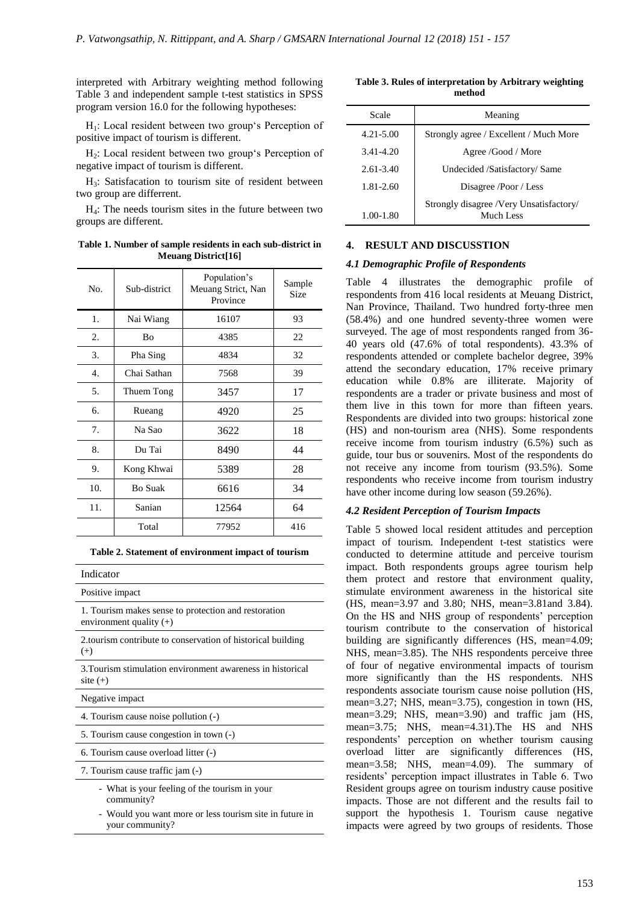interpreted with Arbitrary weighting method following Table 3 and independent sample t-test statistics in SPSS program version 16.0 for the following hypotheses:

$H_1$: Local resident between two group's Perception of positive impact of tourism is different.

$H_2$: Local resident between two group's Perception of negative impact of tourism is different.

$H_3$: Satisfacation to tourism site of resident between two group are differrent.

$H_4$: The needs tourism sites in the future between two groups are different.

**Table 1. Number of sample residents in each sub-district in Meuang District[16]**

| No. | Sub-district | Population's Meuang Strict, Nan Province | Sample Size |
|---|---|---|---|
| 1. | Nai Wiang | 16107 | 93 |
| 2. | Bo | 4385 | 22 |
| 3. | Pha Sing | 4834 | 32 |
| 4. | Chai Sathan | 7568 | 39 |
| 5. | Thuem Tong | 3457 | 17 |
| 6. | Rueang | 4920 | 25 |
| 7. | Na Sao | 3622 | 18 |
| 8. | Du Tai | 8490 | 44 |
| 9. | Kong Khwai | 5389 | 28 |
| 10. | Bo Suak | 6616 | 34 |
| 11. | Sanian | 12564 | 64 |
| | Total | 77952 | 416 |

**Table 2. Statement of environment impact of tourism**

| Indicator |
|---|
| Positive impact |
| 1. Tourism makes sense to protection and restoration environment quality (+) |
| 2.tourism contribute to conservation of historical building (+) |
| 3.Tourism stimulation environment awareness in historical site (+) |
| Negative impact |
| 4. Tourism cause noise pollution (-) |
| 5. Tourism cause congestion in town (-) |
| 6. Tourism cause overload litter (-) |
| 7. Tourism cause traffic jam (-) |
| - What is your feeling of the tourism in your community? <br> - Would you want more or less tourism site in future in your community? |

**Table 3. Rules of interpretation by Arbitrary weighting method**

| Scale | Meaning |
|---|---|
| 4.21-5.00 | Strongly agree / Excellent / Much More |
| 3.41-4.20 | Agree /Good / More |
| 2.61-3.40 | Undecided /Satisfactory/ Same |
| 1.81-2.60 | Disagree /Poor / Less |
| 1.00-1.80 | Strongly disagree /Very Unsatisfactory/ Much Less |

## 4. RESULT AND DISCUSSTION

### *4.1 Demographic Profile of Respondents*

Table 4 illustrates the demographic profile of respondents from 416 local residents at Meuang District, Nan Province, Thailand. Two hundred forty-three men (58.4%) and one hundred seventy-three women were surveyed. The age of most respondents ranged from 36-40 years old (47.6% of total respondents). 43.3% of respondents attended or complete bachelor degree, 39% attend the secondary education, 17% receive primary education while 0.8% are illiterate. Majority of respondents are a trader or private business and most of them live in this town for more than fifteen years. Respondents are divided into two groups: historical zone (HS) and non-tourism area (NHS). Some respondents receive income from tourism industry (6.5%) such as guide, tour bus or souvenirs. Most of the respondents do not receive any income from tourism (93.5%). Some respondents who receive income from tourism industry have other income during low season (59.26%).

### *4.2 Resident Perception of Tourism Impacts*

Table 5 showed local resident attitudes and perception impact of tourism. Independent t-test statistics were conducted to determine attitude and perceive tourism impact. Both respondents groups agree tourism help them protect and restore that environment quality, stimulate environment awareness in the historical site (HS, mean=3.97 and 3.80; NHS, mean=3.81and 3.84). On the HS and NHS group of respondents' perception tourism contribute to the conservation of historical building are significantly differences (HS, mean=4.09; NHS, mean=3.85). The NHS respondents perceive three of four of negative environmental impacts of tourism more significantly than the HS respondents. NHS respondents associate tourism cause noise pollution (HS, mean=3.27; NHS, mean=3.75), congestion in town (HS, mean=3.29; NHS, mean=3.90) and traffic jam (HS, mean=3.75; NHS, mean=4.31).The HS and NHS respondents' perception on whether tourism causing overload litter are significantly differences (HS, mean=3.58; NHS, mean=4.09). The summary of residents' perception impact illustrates in Table 6. Two Resident groups agree on tourism industry cause positive impacts. Those are not different and the results fail to support the hypothesis 1. Tourism cause negative impacts were agreed by two groups of residents. Those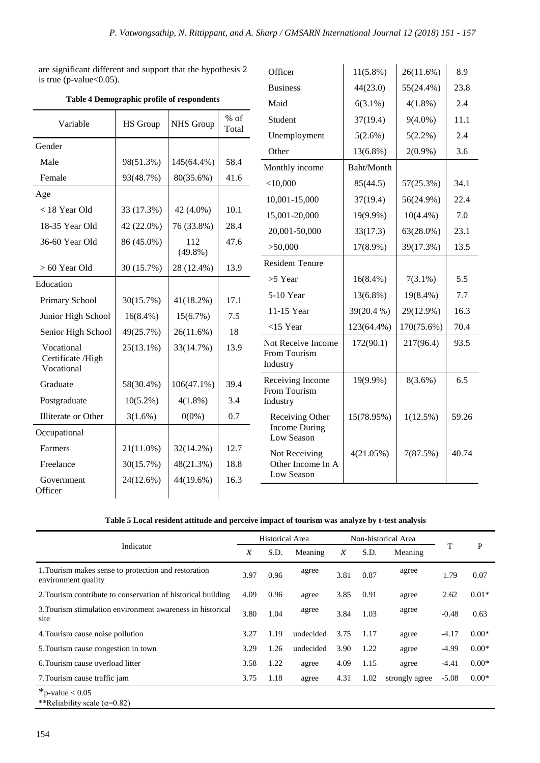are significant different and support that the hypothesis 2 is true (p-value<0.05).

**Table 4 Demographic profile of respondents**

| Variable | HS Group | NHS Group | % of Total |
|---|---|---|---|
| Gender | | | |
| Male | 98(51.3%) | 145(64.4%) | 58.4 |
| Female | 93(48.7%) | 80(35.6%) | 41.6 |
| Age | | | |
| < 18 Year Old | 33 (17.3%) | 42 (4.0%) | 10.1 |
| 18-35 Year Old | 42 (22.0%) | 76 (33.8%) | 28.4 |
| 36-60 Year Old | 86 (45.0%) | 112 (49.8%) | 47.6 |
| > 60 Year Old | 30 (15.7%) | 28 (12.4%) | 13.9 |
| Education | | | |
| Primary School | 30(15.7%) | 41(18.2%) | 17.1 |
| Junior High School | 16(8.4%) | 15(6.7%) | 7.5 |
| Senior High School | 49(25.7%) | 26(11.6%) | 18 |
| Vocational Certificate /High Vocational | 25(13.1%) | 33(14.7%) | 13.9 |
| Graduate | 58(30.4%) | 106(47.1%) | 39.4 |
| Postgraduate | 10(5.2%) | 4(1.8%) | 3.4 |
| Illiterate or Other | 3(1.6%) | 0(0%) | 0.7 |
| Occupational | | | |
| Farmers | 21(11.0%) | 32(14.2%) | 12.7 |
| Freelance | 30(15.7%) | 48(21.3%) | 18.8 |
| Government Officer | 24(12.6%) | 44(19.6%) | 16.3 |
| Officer | 11(5.8%) | 26(11.6%) | 8.9 |
| Business | 44(23.0) | 55(24.4%) | 23.8 |
| Maid | 6(3.1%) | 4(1.8%) | 2.4 |
| Student | 37(19.4) | 9(4.0%) | 11.1 |
| Unemployment | 5(2.6%) | 5(2.2%) | 2.4 |
| Other | 13(6.8%) | 2(0.9%) | 3.6 |
| Monthly income | Baht/Month | | |
| <10,000 | 85(44.5) | 57(25.3%) | 34.1 |
| 10,001-15,000 | 37(19.4) | 56(24.9%) | 22.4 |
| 15,001-20,000 | 19(9.9%) | 10(4.4%) | 7.0 |
| 20,001-50,000 | 33(17.3) | 63(28.0%) | 23.1 |
| >50,000 | 17(8.9%) | 39(17.3%) | 13.5 |
| Resident Tenure | | | |
| >5 Year | 16(8.4%) | 7(3.1%) | 5.5 |
| 5-10 Year | 13(6.8%) | 19(8.4%) | 7.7 |
| 11-15 Year | 39(20.4 %) | 29(12.9%) | 16.3 |
| <15 Year | 123(64.4%) | 170(75.6%) | 70.4 |
| Not Receive Income From Tourism Industry | 172(90.1) | 217(96.4) | 93.5 |
| Receiving Income From Tourism Industry | 19(9.9%) | 8(3.6%) | 6.5 |
| Receiving Other Income During Low Season | 15(78.95%) | 1(12.5%) | 59.26 |
| Not Receiving Other Income In A Low Season | 4(21.05%) | 7(87.5%) | 40.74 |

**Table 5 Local resident attitude and perceive impact of tourism was analyze by t-test analysis**

| Indicator | Historical Area | | | Non-historical Area | | | T | P |
|---|---|---|---|---|---|---|---|---|
| | $\overline{x}$ | S.D. | Meaning | $\overline{x}$ | S.D. | Meaning | | |
| 1.Tourism makes sense to protection and restoration environment quality | 3.97 | 0.96 | agree | 3.81 | 0.87 | agree | 1.79 | 0.07 |
| 2.Tourism contribute to conservation of historical building | 4.09 | 0.96 | agree | 3.85 | 0.91 | agree | 2.62 | 0.01* |
| 3.Tourism stimulation environment awareness in historical site | 3.80 | 1.04 | agree | 3.84 | 1.03 | agree | -0.48 | 0.63 |
| 4.Tourism cause noise pollution | 3.27 | 1.19 | undecided | 3.75 | 1.17 | agree | -4.17 | 0.00* |
| 5.Tourism cause congestion in town | 3.29 | 1.26 | undecided | 3.90 | 1.22 | agree | -4.99 | 0.00* |
| 6.Tourism cause overload litter | 3.58 | 1.22 | agree | 4.09 | 1.15 | agree | -4.41 | 0.00* |
| 7.Tourism cause traffic jam | 3.75 | 1.18 | agree | 4.31 | 1.02 | strongly agree | -5.08 | 0.00* |

*p-value < 0.05
**Reliability scale ($\alpha$=0.82)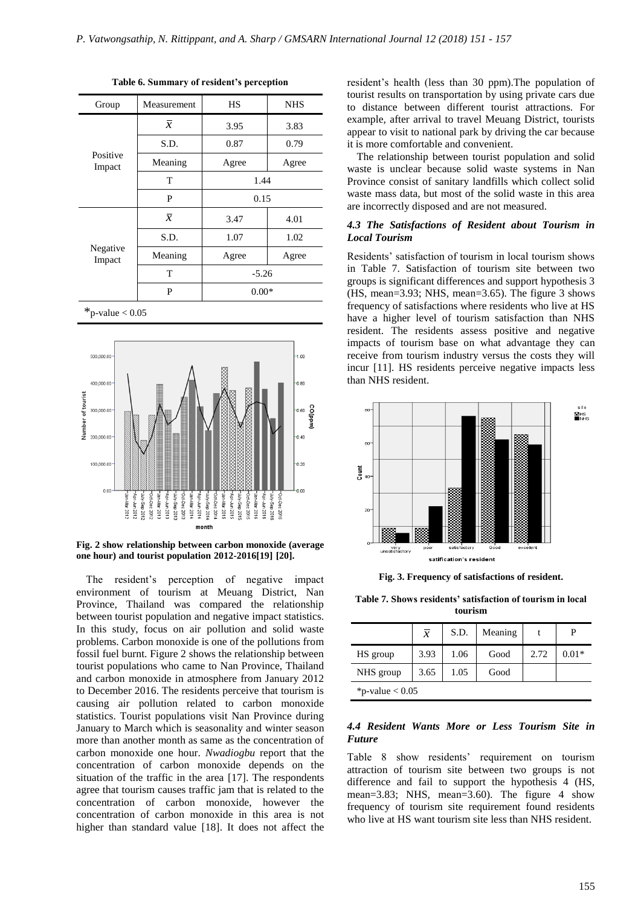**Table 6. Summary of resident's perception**

| Group | Measurement | HS | NHS |
|---|---|---|---|
| Positive Impact | $\bar{x}$ | 3.95 | 3.83 |
| | S.D. | 0.87 | 0.79 |
| | Meaning | Agree | Agree |
| | T | 1.44 | |
| | P | 0.15 | |
| Negative Impact | $\bar{x}$ | 3.47 | 4.01 |
| | S.D. | 1.07 | 1.02 |
| | Meaning | Agree | Agree |
| | T | -5.26 | |
| | P | 0.00* | |

*p-value < 0.05

**Fig. 2 show relationship between carbon monoxide (average one hour) and tourist population 2012-2016[19] [20].**

The resident's perception of negative impact environment of tourism at Meuang District, Nan Province, Thailand was compared the relationship between tourist population and negative impact statistics. In this study, focus on air pollution and solid waste problems. Carbon monoxide is one of the pollutions from fossil fuel burnt. Figure 2 shows the relationship between tourist populations who came to Nan Province, Thailand and carbon monoxide in atmosphere from January 2012 to December 2016. The residents perceive that tourism is causing air pollution related to carbon monoxide statistics. Tourist populations visit Nan Province during January to March which is seasonality and winter season more than another month as same as the concentration of carbon monoxide one hour. *Nwadiogbu* report that the concentration of carbon monoxide depends on the situation of the traffic in the area [17]. The respondents agree that tourism causes traffic jam that is related to the concentration of carbon monoxide, however the concentration of carbon monoxide in this area is not higher than standard value [18]. It does not affect the resident's health (less than 30 ppm).The population of tourist results on transportation by using private cars due to distance between different tourist attractions. For example, after arrival to travel Meuang District, tourists appear to visit to national park by driving the car because it is more comfortable and convenient.

The relationship between tourist population and solid waste is unclear because solid waste systems in Nan Province consist of sanitary landfills which collect solid waste mass data, but most of the solid waste in this area are incorrectly disposed and are not measured.

### *4.3 The Satisfactions of Resident about Tourism in Local Tourism*

Residents' satisfaction of tourism in local tourism shows in Table 7. Satisfaction of tourism site between two groups is significant differences and support hypothesis 3 (HS, mean=3.93; NHS, mean=3.65). The figure 3 shows frequency of satisfactions where residents who live at HS have a higher level of tourism satisfaction than NHS resident. The residents assess positive and negative impacts of tourism base on what advantage they can receive from tourism industry versus the costs they will incur [11]. HS residents perceive negative impacts less than NHS resident.

**Fig. 3. Frequency of satisfactions of resident.**

**Table 7. Shows residents' satisfaction of tourism in local tourism**

| | $\bar{x}$ | S.D. | Meaning | t | P |
|---|---|---|---|---|---|
| HS group | 3.93 | 1.06 | Good | 2.72 | 0.01* |
| NHS group | 3.65 | 1.05 | Good | | |

*p-value < 0.05

### *4.4 Resident Wants More or Less Tourism Site in Future*

Table 8 show residents' requirement on tourism attraction of tourism site between two groups is not difference and fail to support the hypothesis 4 (HS, mean=3.83; NHS, mean=3.60). The figure 4 show frequency of tourism site requirement found residents who live at HS want tourism site less than NHS resident.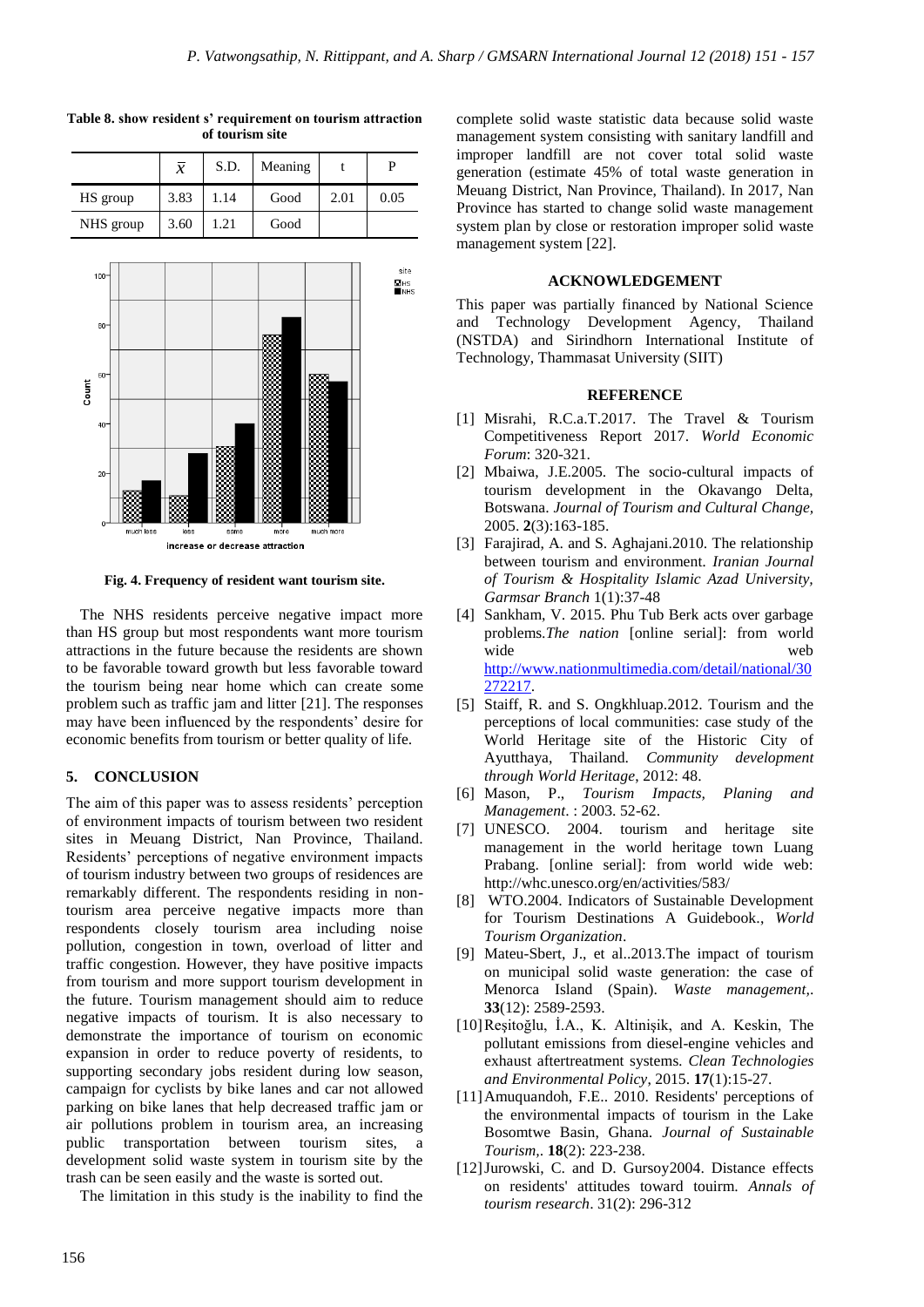**Table 8. show resident s' requirement on tourism attraction of tourism site**

| | $\bar{x}$ | S.D. | Meaning | t | P |
|---|---|---|---|---|---|
| HS group | 3.83 | 1.14 | Good | 2.01 | 0.05 |
| NHS group | 3.60 | 1.21 | Good | | |

**Fig. 4. Frequency of resident want tourism site.**

The NHS residents perceive negative impact more than HS group but most respondents want more tourism attractions in the future because the residents are shown to be favorable toward growth but less favorable toward the tourism being near home which can create some problem such as traffic jam and litter [21]. The responses may have been influenced by the respondents' desire for economic benefits from tourism or better quality of life.

## 5. CONCLUSION

The aim of this paper was to assess residents' perception of environment impacts of tourism between two resident sites in Meuang District, Nan Province, Thailand. Residents' perceptions of negative environment impacts of tourism industry between two groups of residences are remarkably different. The respondents residing in non-tourism area perceive negative impacts more than respondents closely tourism area including noise pollution, congestion in town, overload of litter and traffic congestion. However, they have positive impacts from tourism and more support tourism development in the future. Tourism management should aim to reduce negative impacts of tourism. It is also necessary to demonstrate the importance of tourism on economic expansion in order to reduce poverty of residents, to supporting secondary jobs resident during low season, campaign for cyclists by bike lanes and car not allowed parking on bike lanes that help decreased traffic jam or air pollutions problem in tourism area, an increasing public transportation between tourism sites, a development solid waste system in tourism site by the trash can be seen easily and the waste is sorted out.

The limitation in this study is the inability to find the complete solid waste statistic data because solid waste management system consisting with sanitary landfill and improper landfill are not cover total solid waste generation (estimate 45% of total waste generation in Meuang District, Nan Province, Thailand). In 2017, Nan Province has started to change solid waste management system plan by close or restoration improper solid waste management system [22].

## ACKNOWLEDGEMENT

This paper was partially financed by National Science and Technology Development Agency, Thailand (NSTDA) and Sirindhorn International Institute of Technology, Thammasat University (SIIT)

## REFERENCE

[1] Misrahi, R.C.a.T.2017. The Travel & Tourism Competitiveness Report 2017. *World Economic Forum*: 320-321.

[2] Mbaiwa, J.E.2005. The socio-cultural impacts of tourism development in the Okavango Delta, Botswana. *Journal of Tourism and Cultural Change*, 2005. **2**(3):163-185.

[3] Farajirad, A. and S. Aghajani.2010. The relationship between tourism and environment. *Iranian Journal of Tourism & Hospitality Islamic Azad University, Garmsar Branch* 1(1):37-48

[4] Sankham, V. 2015. Phu Tub Berk acts over garbage problems.*The nation* [online serial]: from world wide web http://www.nationmultimedia.com/detail/national/30272217.

[5] Staiff, R. and S. Ongkhluap.2012. Tourism and the perceptions of local communities: case study of the World Heritage site of the Historic City of Ayutthaya, Thailand. *Community development through World Heritage*, 2012: 48.

[6] Mason, P., *Tourism Impacts, Planing and Management*. : 2003. 52-62.

[7] UNESCO. 2004. tourism and heritage site management in the world heritage town Luang Prabang. [online serial]: from world wide web: http://whc.unesco.org/en/activities/583/

[8] WTO.2004. Indicators of Sustainable Development for Tourism Destinations A Guidebook., *World Tourism Organization*.

[9] Mateu-Sbert, J., et al..2013.The impact of tourism on municipal solid waste generation: the case of Menorca Island (Spain). *Waste management*,. **33**(12): 2589-2593.

[10] Reşitoğlu, İ.A., K. Altinişik, and A. Keskin, The pollutant emissions from diesel-engine vehicles and exhaust aftertreatment systems. *Clean Technologies and Environmental Policy*, 2015. **17**(1):15-27.

[11] Amuquandoh, F.E.. 2010. Residents' perceptions of the environmental impacts of tourism in the Lake Bosomtwe Basin, Ghana. *Journal of Sustainable Tourism*,. **18**(2): 223-238.

[12] Jurowski, C. and D. Gursoy2004. Distance effects on residents' attitudes toward touirm. *Annals of tourism research*. 31(2): 296-312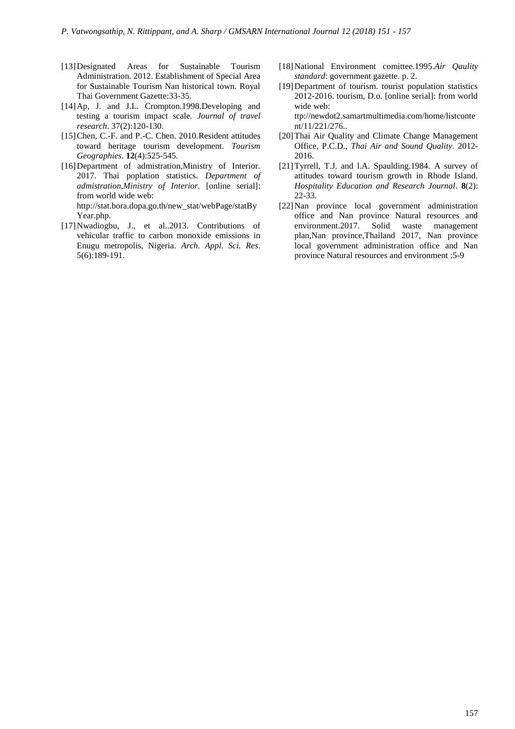[13] Designated Areas for Sustainable Tourism Administration. 2012. Establishment of Special Area for Sustainable Tourism Nan historical town. Royal Thai Government Gazette:33-35.

[14] Ap, J. and J.L. Crompton.1998.Developing and testing a tourism impact scale. *Journal of travel research*. 37(2):120-130.

[15] Chen, C.-F. and P.-C. Chen. 2010.Resident attitudes toward heritage tourism development. *Tourism Geographies*. **12**(4):525-545.

[16] Department of admistration,Ministry of Interior. 2017. Thai poplation statistics. *Department of admistration,Ministry of Interior.* [online serial]: from world wide web: http://stat.bora.dopa.go.th/new_stat/webPage/statByYear.php.

[17] Nwadiogbu, J., et al..2013. Contributions of vehicular traffic to carbon monoxide emissions in Enugu metropolis, Nigeria. *Arch. Appl. Sci. Res*. 5(6):189-191.

[18] National Environment comittee.1995.*Air Qaulity standard*: government gazette. p. 2.

[19] Department of tourism. tourist population statistics 2012-2016. tourism, D.o. [online serial]: from world wide web: ttp://newdot2.samartmultimedia.com/home/listcontent/11/221/276..

[20] Thai Air Quality and Climate Change Management Office, P.C.D., *Thai Air and Sound Quality*. 2012-2016.

[21] Tyrrell, T.J. and l.A. Spaulding.1984. A survey of attitudes toward tourism growth in Rhode Island. *Hospitality Education and Research Journal*. **8**(2): 22-33.

[22] Nan province local government administration office and Nan province Natural resources and environment.2017. Solid waste management plan,Nan province,Thailand 2017, Nan province local government administration office and Nan province Natural resources and environment :5-9